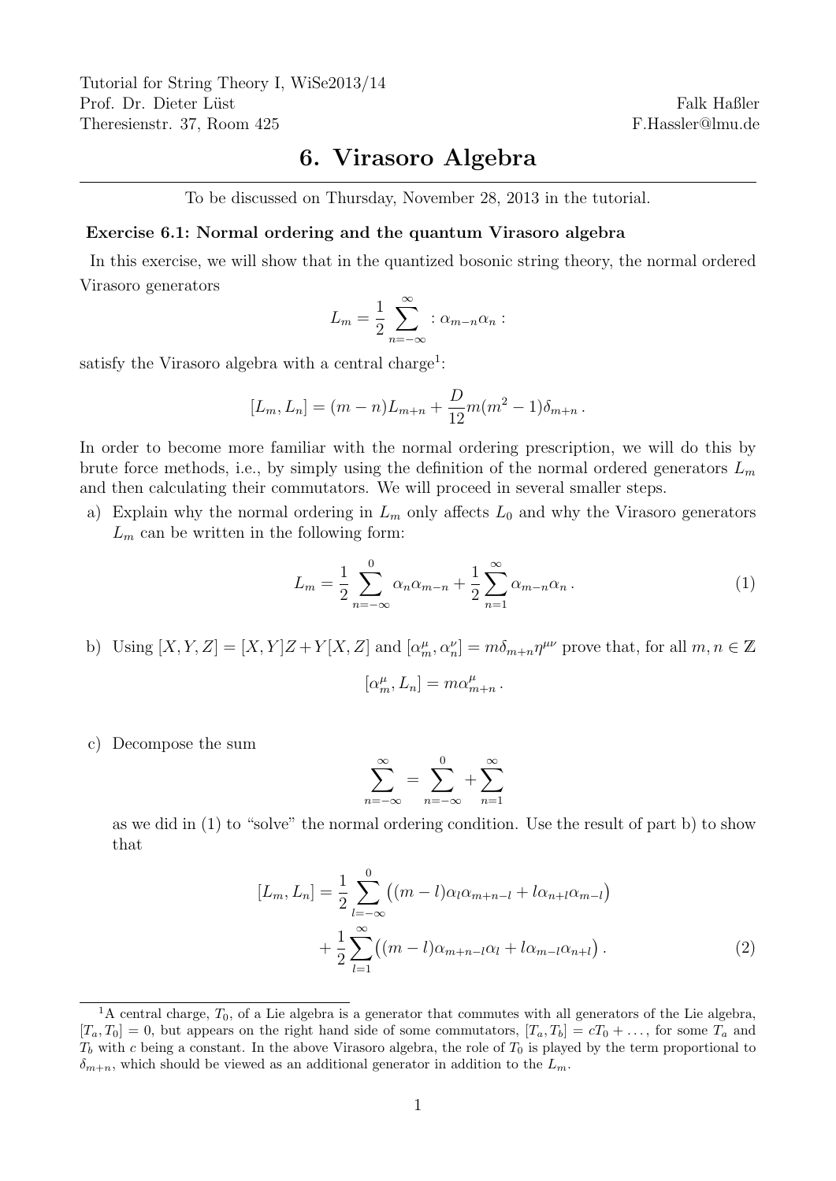Tutorial for String Theory I, WiSe2013/14
Prof. Dr. Dieter Lüst
Theresienstr. 37, Room 425

Falk Haßler
F.Hassler@lmu.de

# 6. Virasoro Algebra

To be discussed on Thursday, November 28, 2013 in the tutorial.

### Exercise 6.1: Normal ordering and the quantum Virasoro algebra

In this exercise, we will show that in the quantized bosonic string theory, the normal ordered Virasoro generators

$$L_m = \frac{1}{2} \sum_{n=-\infty}^{\infty} :\alpha_{m-n}\alpha_n:$$

satisfy the Virasoro algebra with a central charge[1]:

$$[L_m, L_n] = (m-n)L_{m+n} + \frac{D}{12}m(m^2-1)\delta_{m+n}\,.$$

In order to become more familiar with the normal ordering prescription, we will do this by brute force methods, i.e., by simply using the definition of the normal ordered generators $L_m$ and then calculating their commutators. We will proceed in several smaller steps.

a) Explain why the normal ordering in $L_m$ only affects $L_0$ and why the Virasoro generators $L_m$ can be written in the following form:

$$L_m = \frac{1}{2} \sum_{n=-\infty}^{0} \alpha_n \alpha_{m-n} + \frac{1}{2} \sum_{n=1}^{\infty} \alpha_{m-n}\alpha_n\,. \tag{1}$$

b) Using $[X, Y, Z] = [X, Y]Z + Y[X, Z]$ and $[\alpha_m^\mu, \alpha_n^\nu] = m\delta_{m+n}\eta^{\mu\nu}$ prove that, for all $m, n \in \mathbb{Z}$

$$[\alpha_m^\mu, L_n] = m\alpha_{m+n}^\mu\,.$$

c) Decompose the sum

$$\sum_{n=-\infty}^{\infty} = \sum_{n=-\infty}^{0} + \sum_{n=1}^{\infty}$$

as we did in (1) to "solve" the normal ordering condition. Use the result of part b) to show that

$$\begin{aligned}[L_m, L_n] = &\frac{1}{2} \sum_{l=-\infty}^{0} \big((m-l)\alpha_l\alpha_{m+n-l} + l\alpha_{n+l}\alpha_{m-l}\big) \\ &+ \frac{1}{2} \sum_{l=1}^{\infty} \big((m-l)\alpha_{m+n-l}\alpha_l + l\alpha_{m-l}\alpha_{n+l}\big)\,. \end{aligned} \tag{2}$$

---

[1] A central charge, $T_0$, of a Lie algebra is a generator that commutes with all generators of the Lie algebra, $[T_a, T_0] = 0$, but appears on the right hand side of some commutators, $[T_a, T_b] = cT_0 + \ldots$, for some $T_a$ and $T_b$ with $c$ being a constant. In the above Virasoro algebra, the role of $T_0$ is played by the term proportional to $\delta_{m+n}$, which should be viewed as an additional generator in addition to the $L_m$.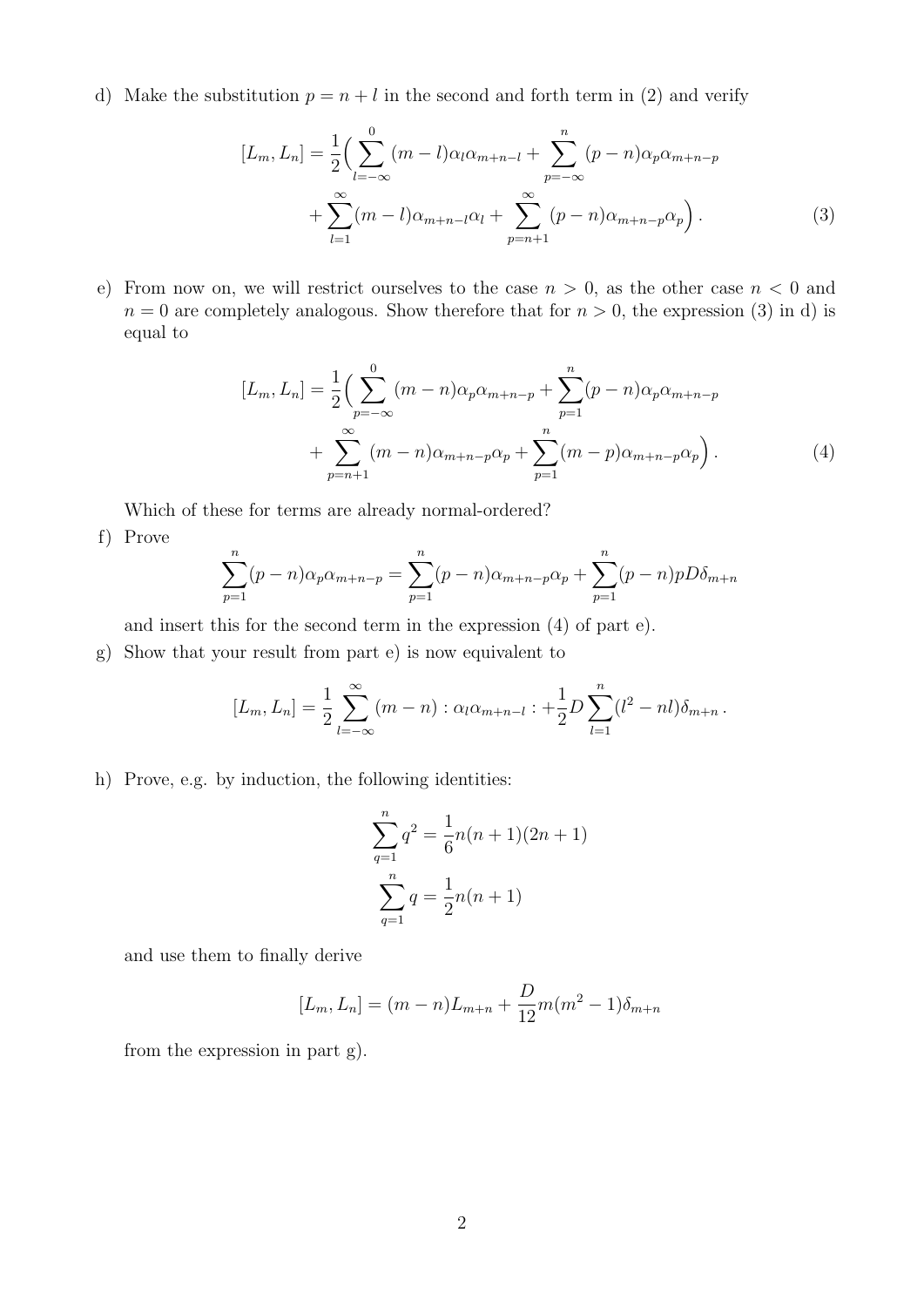d) Make the substitution $p = n + l$ in the second and forth term in (2) and verify

$$
\begin{aligned}
[L_m, L_n] = \frac{1}{2}\Big( &\sum_{l=-\infty}^{0} (m-l)\alpha_l \alpha_{m+n-l} + \sum_{p=-\infty}^{n} (p-n)\alpha_p \alpha_{m+n-p} \\
&+ \sum_{l=1}^{\infty} (m-l)\alpha_{m+n-l}\alpha_l + \sum_{p=n+1}^{\infty} (p-n)\alpha_{m+n-p}\alpha_p \Big) .
\end{aligned} \tag{3}
$$

e) From now on, we will restrict ourselves to the case $n > 0$, as the other case $n < 0$ and $n = 0$ are completely analogous. Show therefore that for $n > 0$, the expression (3) in d) is equal to

$$
\begin{aligned}
[L_m, L_n] = \frac{1}{2}\Big( &\sum_{p=-\infty}^{0} (m-n)\alpha_p \alpha_{m+n-p} + \sum_{p=1}^{n} (p-n)\alpha_p \alpha_{m+n-p} \\
&+ \sum_{p=n+1}^{\infty} (m-n)\alpha_{m+n-p}\alpha_p + \sum_{p=1}^{n} (m-p)\alpha_{m+n-p}\alpha_p \Big) .
\end{aligned} \tag{4}
$$

Which of these for terms are already normal-ordered?

f) Prove

$$
\sum_{p=1}^{n} (p-n)\alpha_p \alpha_{m+n-p} = \sum_{p=1}^{n} (p-n)\alpha_{m+n-p}\alpha_p + \sum_{p=1}^{n} (p-n)pD\delta_{m+n}
$$

and insert this for the second term in the expression (4) of part e).

g) Show that your result from part e) is now equivalent to

$$
[L_m, L_n] = \frac{1}{2} \sum_{l=-\infty}^{\infty} (m-n) :\alpha_l \alpha_{m+n-l}: + \frac{1}{2} D \sum_{l=1}^{n} (l^2 - nl)\delta_{m+n} .
$$

h) Prove, e.g. by induction, the following identities:

$$
\sum_{q=1}^{n} q^2 = \frac{1}{6} n(n+1)(2n+1)
$$

$$
\sum_{q=1}^{n} q = \frac{1}{2} n(n+1)
$$

and use them to finally derive

$$
[L_m, L_n] = (m-n)L_{m+n} + \frac{D}{12} m(m^2 - 1)\delta_{m+n}
$$

from the expression in part g).